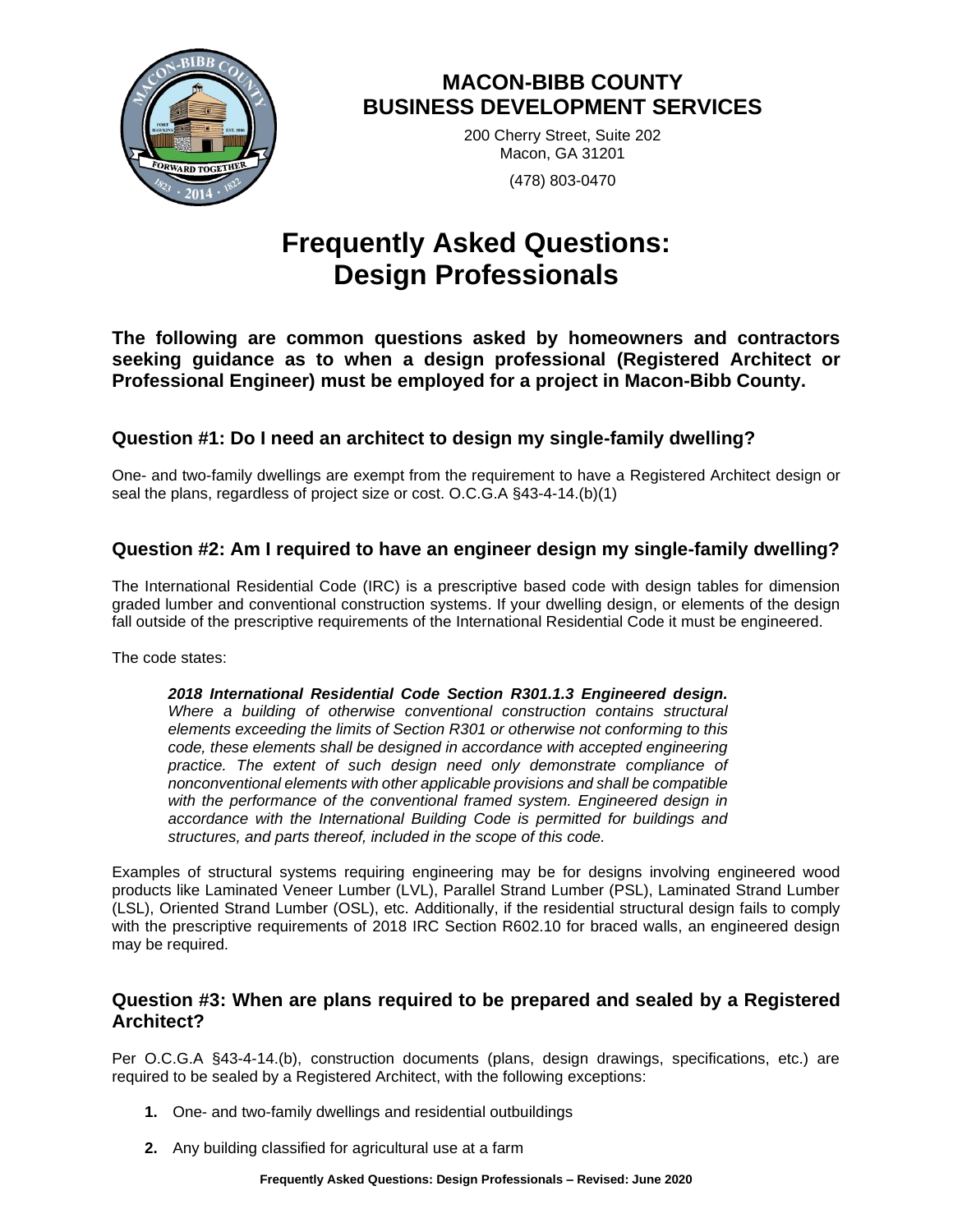# MACON-BIBB COUNTY
# BUSINESS DEVELOPMENT SERVICES

200 Cherry Street, Suite 202
Macon, GA 31201

(478) 803-0470

# Frequently Asked Questions: Design Professionals

**The following are common questions asked by homeowners and contractors seeking guidance as to when a design professional (Registered Architect or Professional Engineer) must be employed for a project in Macon-Bibb County.**

## Question #1: Do I need an architect to design my single-family dwelling?

One- and two-family dwellings are exempt from the requirement to have a Registered Architect design or seal the plans, regardless of project size or cost. O.C.G.A §43-4-14.(b)(1)

## Question #2: Am I required to have an engineer design my single-family dwelling?

The International Residential Code (IRC) is a prescriptive based code with design tables for dimension graded lumber and conventional construction systems. If your dwelling design, or elements of the design fall outside of the prescriptive requirements of the International Residential Code it must be engineered.

The code states:

> ***2018 International Residential Code Section R301.1.3 Engineered design.*** *Where a building of otherwise conventional construction contains structural elements exceeding the limits of Section R301 or otherwise not conforming to this code, these elements shall be designed in accordance with accepted engineering practice. The extent of such design need only demonstrate compliance of nonconventional elements with other applicable provisions and shall be compatible with the performance of the conventional framed system. Engineered design in accordance with the International Building Code is permitted for buildings and structures, and parts thereof, included in the scope of this code.*

Examples of structural systems requiring engineering may be for designs involving engineered wood products like Laminated Veneer Lumber (LVL), Parallel Strand Lumber (PSL), Laminated Strand Lumber (LSL), Oriented Strand Lumber (OSL), etc. Additionally, if the residential structural design fails to comply with the prescriptive requirements of 2018 IRC Section R602.10 for braced walls, an engineered design may be required.

## Question #3: When are plans required to be prepared and sealed by a Registered Architect?

Per O.C.G.A §43-4-14.(b), construction documents (plans, design drawings, specifications, etc.) are required to be sealed by a Registered Architect, with the following exceptions:

1. One- and two-family dwellings and residential outbuildings
2. Any building classified for agricultural use at a farm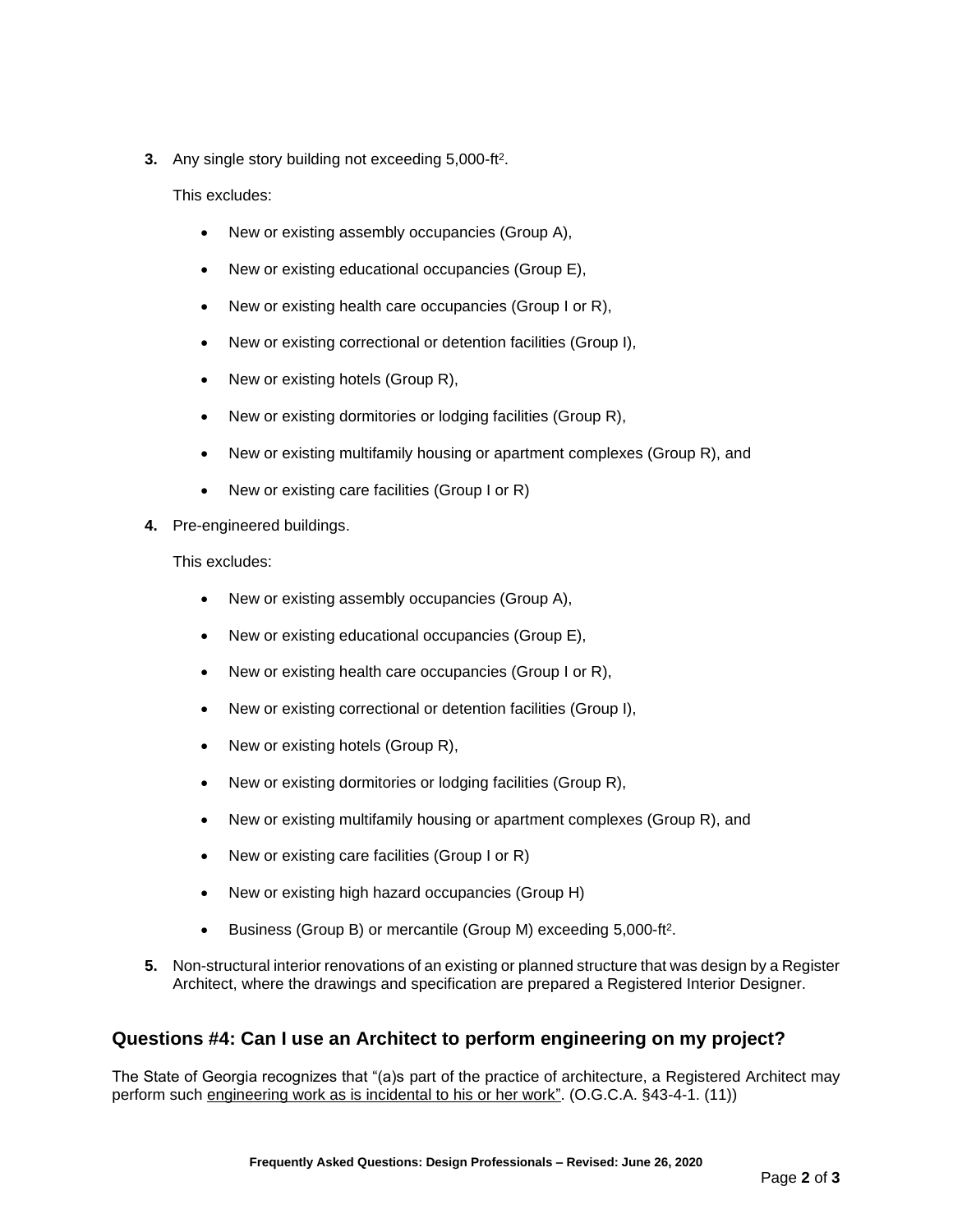3. Any single story building not exceeding 5,000-ft$^2$.

   This excludes:

   - New or existing assembly occupancies (Group A),
   - New or existing educational occupancies (Group E),
   - New or existing health care occupancies (Group I or R),
   - New or existing correctional or detention facilities (Group I),
   - New or existing hotels (Group R),
   - New or existing dormitories or lodging facilities (Group R),
   - New or existing multifamily housing or apartment complexes (Group R), and
   - New or existing care facilities (Group I or R)

4. Pre-engineered buildings.

   This excludes:

   - New or existing assembly occupancies (Group A),
   - New or existing educational occupancies (Group E),
   - New or existing health care occupancies (Group I or R),
   - New or existing correctional or detention facilities (Group I),
   - New or existing hotels (Group R),
   - New or existing dormitories or lodging facilities (Group R),
   - New or existing multifamily housing or apartment complexes (Group R), and
   - New or existing care facilities (Group I or R)
   - New or existing high hazard occupancies (Group H)
   - Business (Group B) or mercantile (Group M) exceeding 5,000-ft$^2$.

5. Non-structural interior renovations of an existing or planned structure that was design by a Register Architect, where the drawings and specification are prepared a Registered Interior Designer.

## Questions #4: Can I use an Architect to perform engineering on my project?

The State of Georgia recognizes that "(a)s part of the practice of architecture, a Registered Architect may perform such engineering work as is incidental to his or her work". (O.G.C.A. §43-4-1. (11))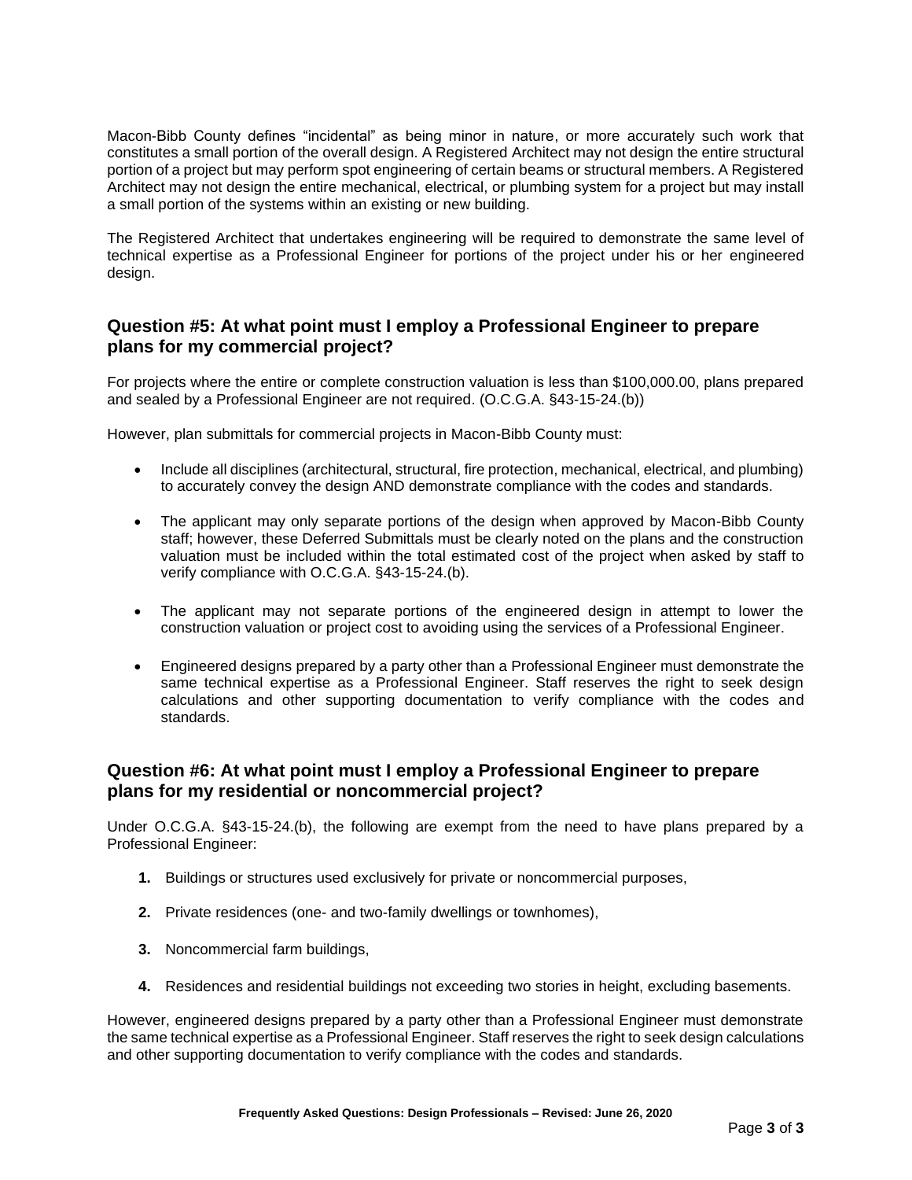Macon-Bibb County defines "incidental" as being minor in nature, or more accurately such work that constitutes a small portion of the overall design. A Registered Architect may not design the entire structural portion of a project but may perform spot engineering of certain beams or structural members. A Registered Architect may not design the entire mechanical, electrical, or plumbing system for a project but may install a small portion of the systems within an existing or new building.

The Registered Architect that undertakes engineering will be required to demonstrate the same level of technical expertise as a Professional Engineer for portions of the project under his or her engineered design.

## Question #5: At what point must I employ a Professional Engineer to prepare plans for my commercial project?

For projects where the entire or complete construction valuation is less than $100,000.00, plans prepared and sealed by a Professional Engineer are not required. (O.C.G.A. §43-15-24.(b))

However, plan submittals for commercial projects in Macon-Bibb County must:

- Include all disciplines (architectural, structural, fire protection, mechanical, electrical, and plumbing) to accurately convey the design AND demonstrate compliance with the codes and standards.
- The applicant may only separate portions of the design when approved by Macon-Bibb County staff; however, these Deferred Submittals must be clearly noted on the plans and the construction valuation must be included within the total estimated cost of the project when asked by staff to verify compliance with O.C.G.A. §43-15-24.(b).
- The applicant may not separate portions of the engineered design in attempt to lower the construction valuation or project cost to avoiding using the services of a Professional Engineer.
- Engineered designs prepared by a party other than a Professional Engineer must demonstrate the same technical expertise as a Professional Engineer. Staff reserves the right to seek design calculations and other supporting documentation to verify compliance with the codes and standards.

## Question #6: At what point must I employ a Professional Engineer to prepare plans for my residential or noncommercial project?

Under O.C.G.A. §43-15-24.(b), the following are exempt from the need to have plans prepared by a Professional Engineer:

1. Buildings or structures used exclusively for private or noncommercial purposes,
2. Private residences (one- and two-family dwellings or townhomes),
3. Noncommercial farm buildings,
4. Residences and residential buildings not exceeding two stories in height, excluding basements.

However, engineered designs prepared by a party other than a Professional Engineer must demonstrate the same technical expertise as a Professional Engineer. Staff reserves the right to seek design calculations and other supporting documentation to verify compliance with the codes and standards.